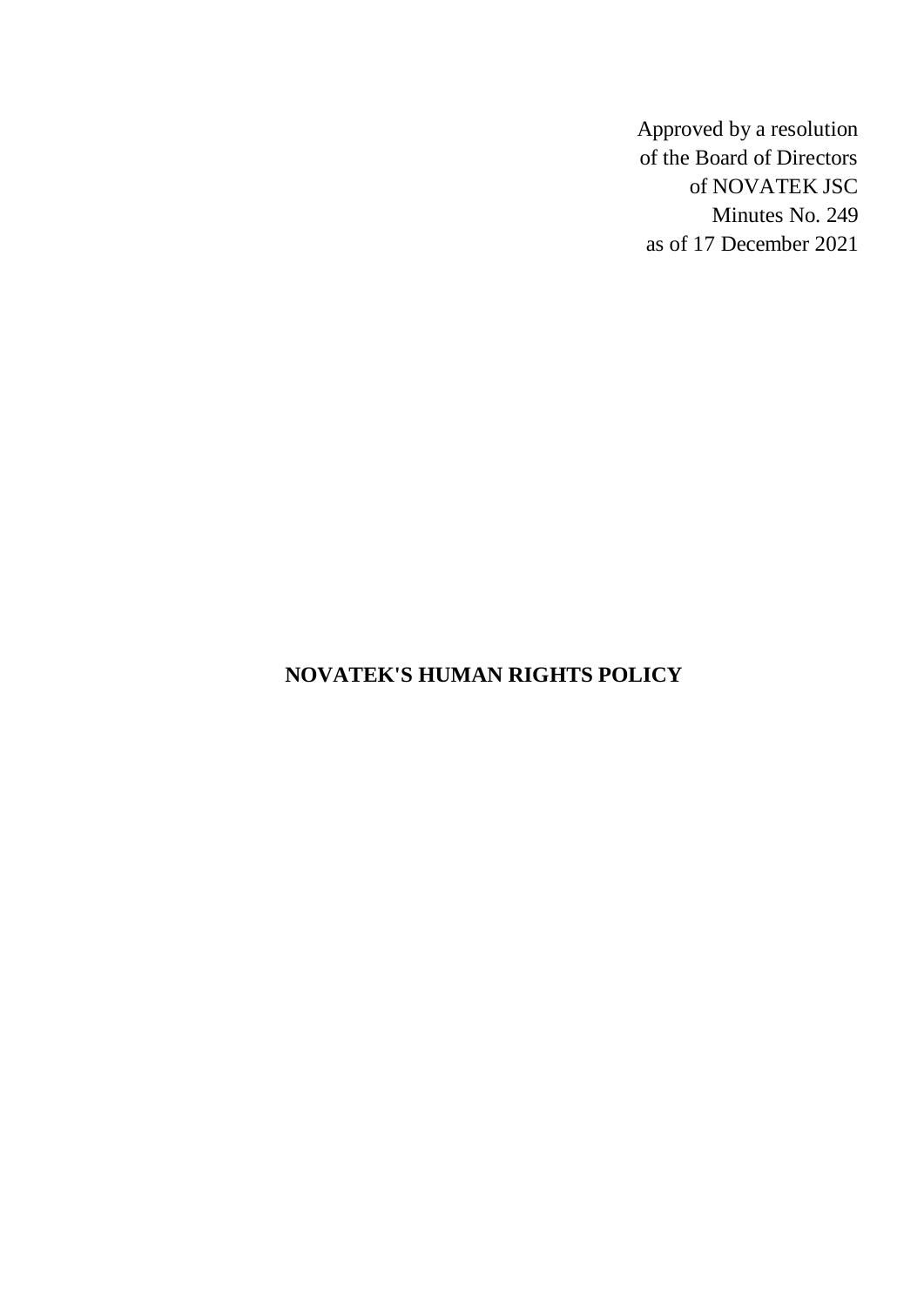Approved by a resolution
of the Board of Directors
of NOVATEK JSC
Minutes No. 249
as of 17 December 2021

# NOVATEK'S HUMAN RIGHTS POLICY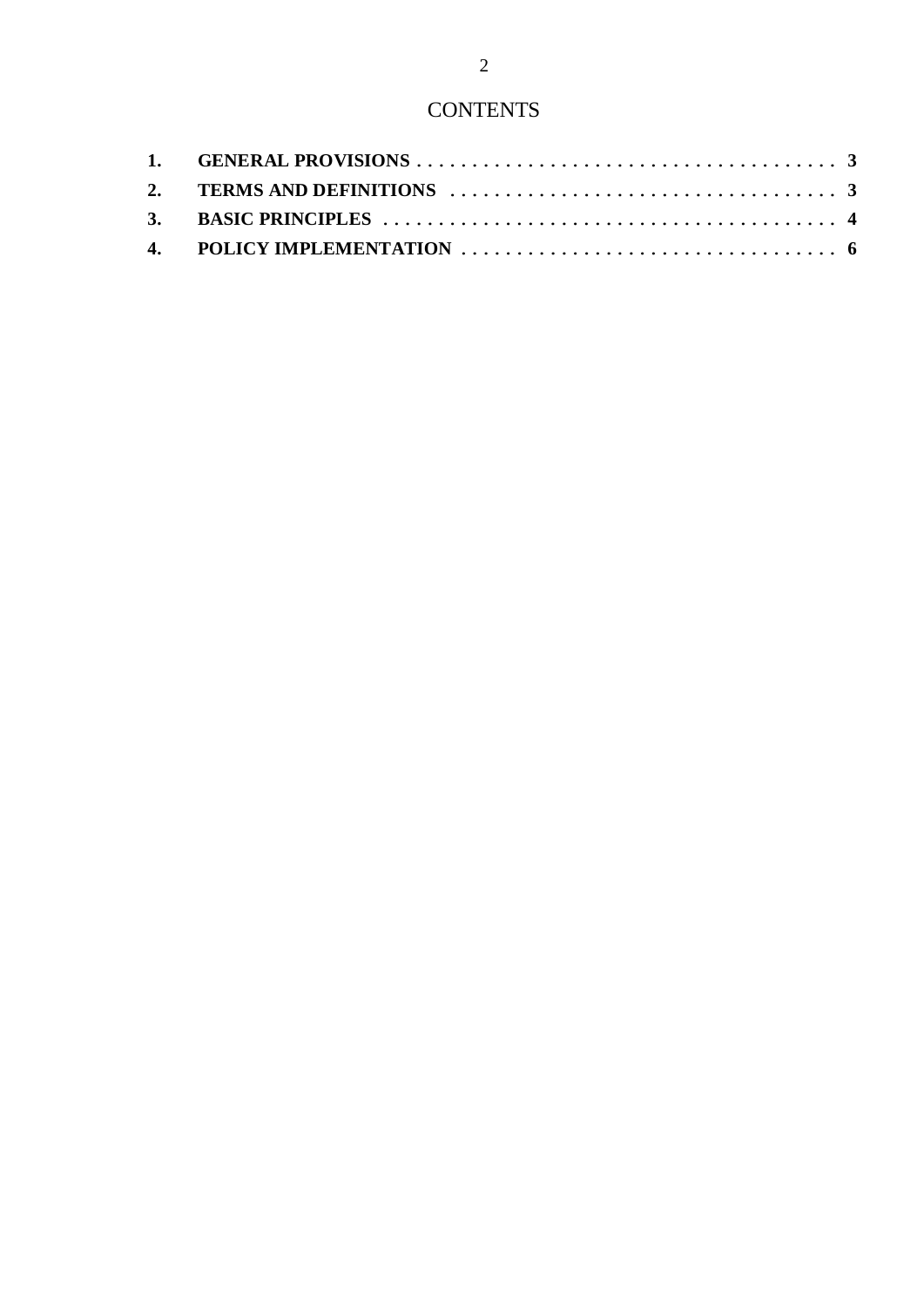# CONTENTS

**1. GENERAL PROVISIONS . . . . . . . . . . . . . . . . . . . . . . . . . . . . . . . . . . . . . . 3**

**2. TERMS AND DEFINITIONS . . . . . . . . . . . . . . . . . . . . . . . . . . . . . . . . . . . 3**

**3. BASIC PRINCIPLES . . . . . . . . . . . . . . . . . . . . . . . . . . . . . . . . . . . . . . . . . 4**

**4. POLICY IMPLEMENTATION . . . . . . . . . . . . . . . . . . . . . . . . . . . . . . . . . . 6**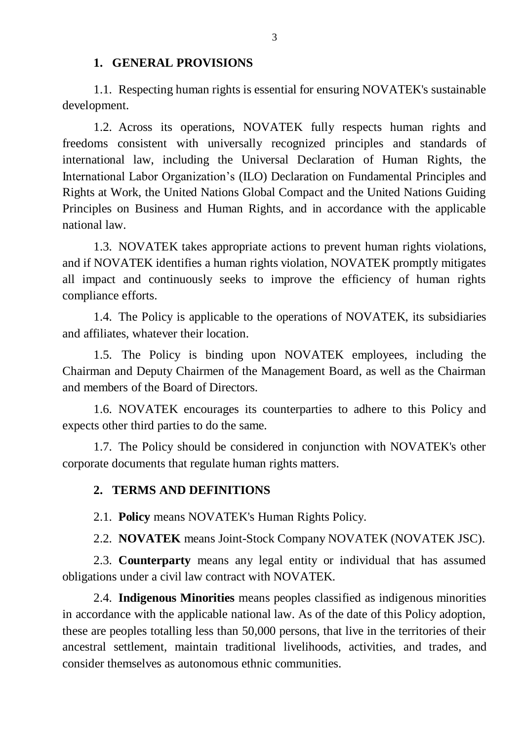## 1. GENERAL PROVISIONS

1.1. Respecting human rights is essential for ensuring NOVATEK's sustainable development.

1.2. Across its operations, NOVATEK fully respects human rights and freedoms consistent with universally recognized principles and standards of international law, including the Universal Declaration of Human Rights, the International Labor Organization's (ILO) Declaration on Fundamental Principles and Rights at Work, the United Nations Global Compact and the United Nations Guiding Principles on Business and Human Rights, and in accordance with the applicable national law.

1.3. NOVATEK takes appropriate actions to prevent human rights violations, and if NOVATEK identifies a human rights violation, NOVATEK promptly mitigates all impact and continuously seeks to improve the efficiency of human rights compliance efforts.

1.4. The Policy is applicable to the operations of NOVATEK, its subsidiaries and affiliates, whatever their location.

1.5. The Policy is binding upon NOVATEK employees, including the Chairman and Deputy Chairmen of the Management Board, as well as the Chairman and members of the Board of Directors.

1.6. NOVATEK encourages its counterparties to adhere to this Policy and expects other third parties to do the same.

1.7. The Policy should be considered in conjunction with NOVATEK's other corporate documents that regulate human rights matters.

## 2. TERMS AND DEFINITIONS

2.1. **Policy** means NOVATEK's Human Rights Policy.

2.2. **NOVATEK** means Joint-Stock Company NOVATEK (NOVATEK JSC).

2.3. **Counterparty** means any legal entity or individual that has assumed obligations under a civil law contract with NOVATEK.

2.4. **Indigenous Minorities** means peoples classified as indigenous minorities in accordance with the applicable national law. As of the date of this Policy adoption, these are peoples totalling less than 50,000 persons, that live in the territories of their ancestral settlement, maintain traditional livelihoods, activities, and trades, and consider themselves as autonomous ethnic communities.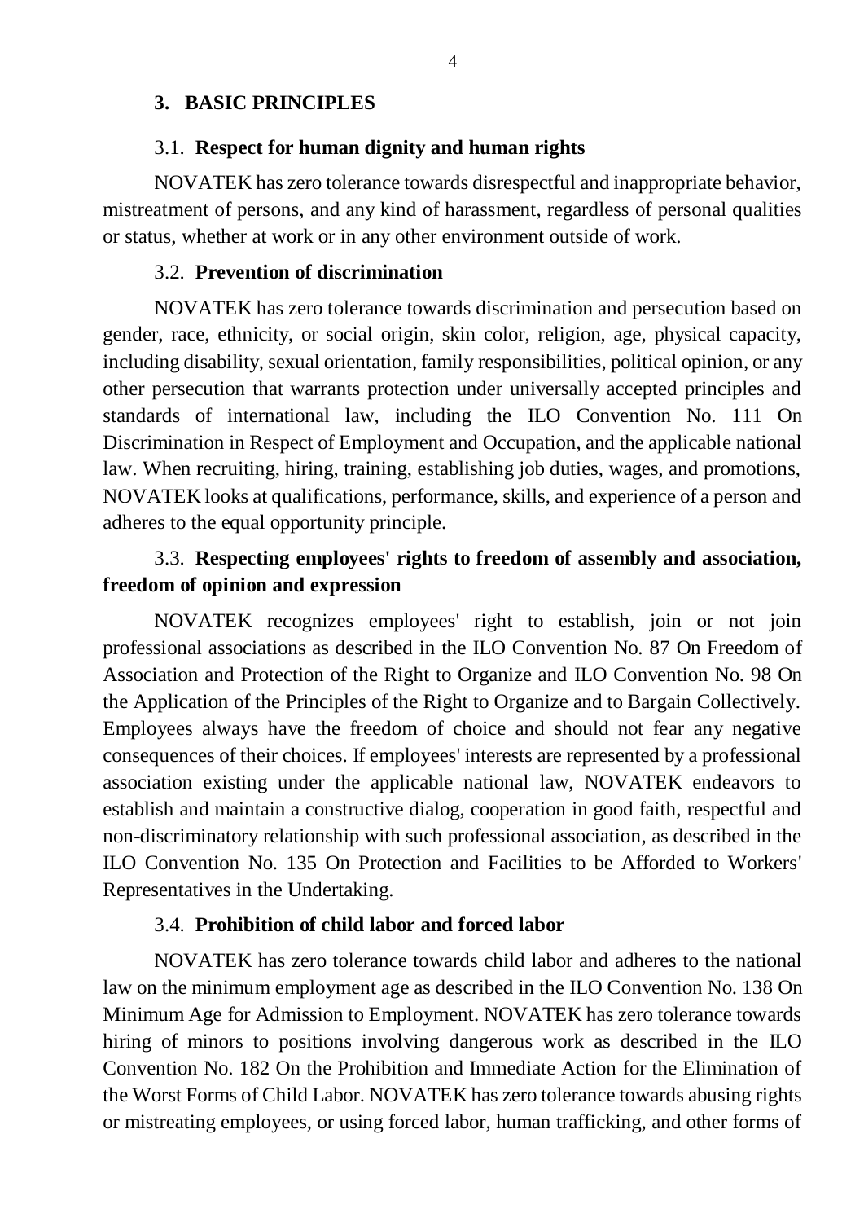## 3. BASIC PRINCIPLES

### 3.1. Respect for human dignity and human rights

NOVATEK has zero tolerance towards disrespectful and inappropriate behavior, mistreatment of persons, and any kind of harassment, regardless of personal qualities or status, whether at work or in any other environment outside of work.

### 3.2. Prevention of discrimination

NOVATEK has zero tolerance towards discrimination and persecution based on gender, race, ethnicity, or social origin, skin color, religion, age, physical capacity, including disability, sexual orientation, family responsibilities, political opinion, or any other persecution that warrants protection under universally accepted principles and standards of international law, including the ILO Convention No. 111 On Discrimination in Respect of Employment and Occupation, and the applicable national law. When recruiting, hiring, training, establishing job duties, wages, and promotions, NOVATEK looks at qualifications, performance, skills, and experience of a person and adheres to the equal opportunity principle.

### 3.3. Respecting employees' rights to freedom of assembly and association, freedom of opinion and expression

NOVATEK recognizes employees' right to establish, join or not join professional associations as described in the ILO Convention No. 87 On Freedom of Association and Protection of the Right to Organize and ILO Convention No. 98 On the Application of the Principles of the Right to Organize and to Bargain Collectively. Employees always have the freedom of choice and should not fear any negative consequences of their choices. If employees' interests are represented by a professional association existing under the applicable national law, NOVATEK endeavors to establish and maintain a constructive dialog, cooperation in good faith, respectful and non-discriminatory relationship with such professional association, as described in the ILO Convention No. 135 On Protection and Facilities to be Afforded to Workers' Representatives in the Undertaking.

### 3.4. Prohibition of child labor and forced labor

NOVATEK has zero tolerance towards child labor and adheres to the national law on the minimum employment age as described in the ILO Convention No. 138 On Minimum Age for Admission to Employment. NOVATEK has zero tolerance towards hiring of minors to positions involving dangerous work as described in the ILO Convention No. 182 On the Prohibition and Immediate Action for the Elimination of the Worst Forms of Child Labor. NOVATEK has zero tolerance towards abusing rights or mistreating employees, or using forced labor, human trafficking, and other forms of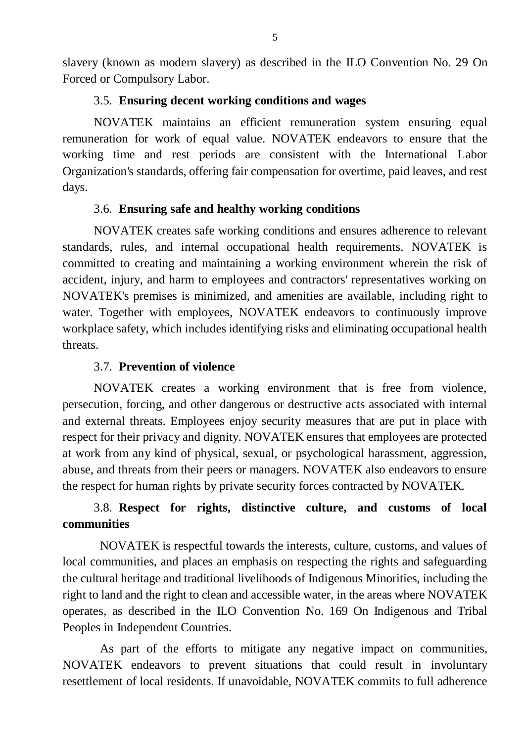slavery (known as modern slavery) as described in the ILO Convention No. 29 On Forced or Compulsory Labor.

### 3.5. Ensuring decent working conditions and wages

NOVATEK maintains an efficient remuneration system ensuring equal remuneration for work of equal value. NOVATEK endeavors to ensure that the working time and rest periods are consistent with the International Labor Organization's standards, offering fair compensation for overtime, paid leaves, and rest days.

### 3.6. Ensuring safe and healthy working conditions

NOVATEK creates safe working conditions and ensures adherence to relevant standards, rules, and internal occupational health requirements. NOVATEK is committed to creating and maintaining a working environment wherein the risk of accident, injury, and harm to employees and contractors' representatives working on NOVATEK's premises is minimized, and amenities are available, including right to water. Together with employees, NOVATEK endeavors to continuously improve workplace safety, which includes identifying risks and eliminating occupational health threats.

### 3.7. Prevention of violence

NOVATEK creates a working environment that is free from violence, persecution, forcing, and other dangerous or destructive acts associated with internal and external threats. Employees enjoy security measures that are put in place with respect for their privacy and dignity. NOVATEK ensures that employees are protected at work from any kind of physical, sexual, or psychological harassment, aggression, abuse, and threats from their peers or managers. NOVATEK also endeavors to ensure the respect for human rights by private security forces contracted by NOVATEK.

### 3.8. Respect for rights, distinctive culture, and customs of local communities

NOVATEK is respectful towards the interests, culture, customs, and values of local communities, and places an emphasis on respecting the rights and safeguarding the cultural heritage and traditional livelihoods of Indigenous Minorities, including the right to land and the right to clean and accessible water, in the areas where NOVATEK operates, as described in the ILO Convention No. 169 On Indigenous and Tribal Peoples in Independent Countries.

As part of the efforts to mitigate any negative impact on communities, NOVATEK endeavors to prevent situations that could result in involuntary resettlement of local residents. If unavoidable, NOVATEK commits to full adherence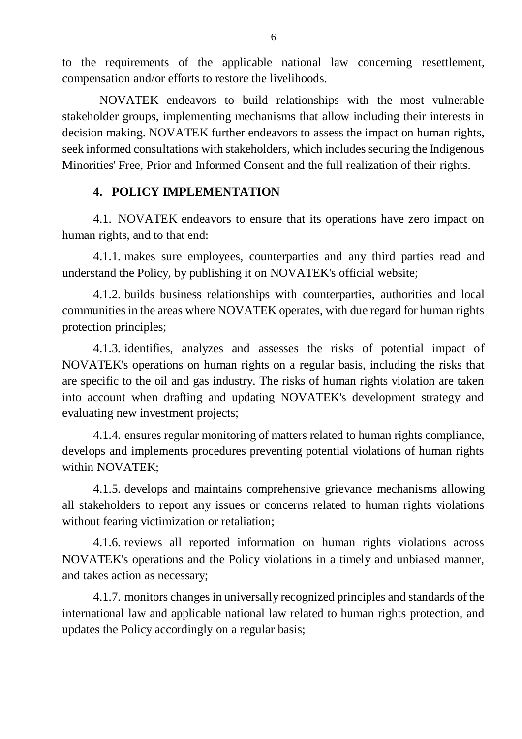to the requirements of the applicable national law concerning resettlement, compensation and/or efforts to restore the livelihoods.

NOVATEK endeavors to build relationships with the most vulnerable stakeholder groups, implementing mechanisms that allow including their interests in decision making. NOVATEK further endeavors to assess the impact on human rights, seek informed consultations with stakeholders, which includes securing the Indigenous Minorities' Free, Prior and Informed Consent and the full realization of their rights.

## 4. POLICY IMPLEMENTATION

4.1. NOVATEK endeavors to ensure that its operations have zero impact on human rights, and to that end:

4.1.1. makes sure employees, counterparties and any third parties read and understand the Policy, by publishing it on NOVATEK's official website;

4.1.2. builds business relationships with counterparties, authorities and local communities in the areas where NOVATEK operates, with due regard for human rights protection principles;

4.1.3. identifies, analyzes and assesses the risks of potential impact of NOVATEK's operations on human rights on a regular basis, including the risks that are specific to the oil and gas industry. The risks of human rights violation are taken into account when drafting and updating NOVATEK's development strategy and evaluating new investment projects;

4.1.4. ensures regular monitoring of matters related to human rights compliance, develops and implements procedures preventing potential violations of human rights within NOVATEK;

4.1.5. develops and maintains comprehensive grievance mechanisms allowing all stakeholders to report any issues or concerns related to human rights violations without fearing victimization or retaliation;

4.1.6. reviews all reported information on human rights violations across NOVATEK's operations and the Policy violations in a timely and unbiased manner, and takes action as necessary;

4.1.7. monitors changes in universally recognized principles and standards of the international law and applicable national law related to human rights protection, and updates the Policy accordingly on a regular basis;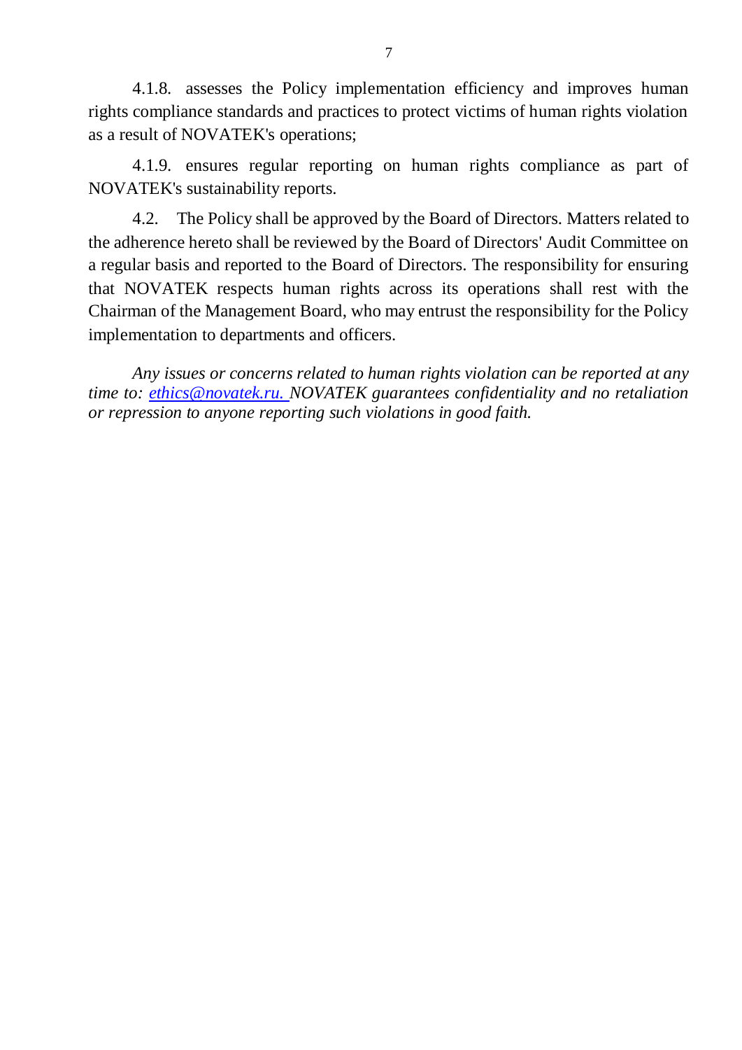4.1.8. assesses the Policy implementation efficiency and improves human rights compliance standards and practices to protect victims of human rights violation as a result of NOVATEK's operations;

4.1.9. ensures regular reporting on human rights compliance as part of NOVATEK's sustainability reports.

4.2. The Policy shall be approved by the Board of Directors. Matters related to the adherence hereto shall be reviewed by the Board of Directors' Audit Committee on a regular basis and reported to the Board of Directors. The responsibility for ensuring that NOVATEK respects human rights across its operations shall rest with the Chairman of the Management Board, who may entrust the responsibility for the Policy implementation to departments and officers.

*Any issues or concerns related to human rights violation can be reported at any time to: ethics@novatek.ru. NOVATEK guarantees confidentiality and no retaliation or repression to anyone reporting such violations in good faith.*